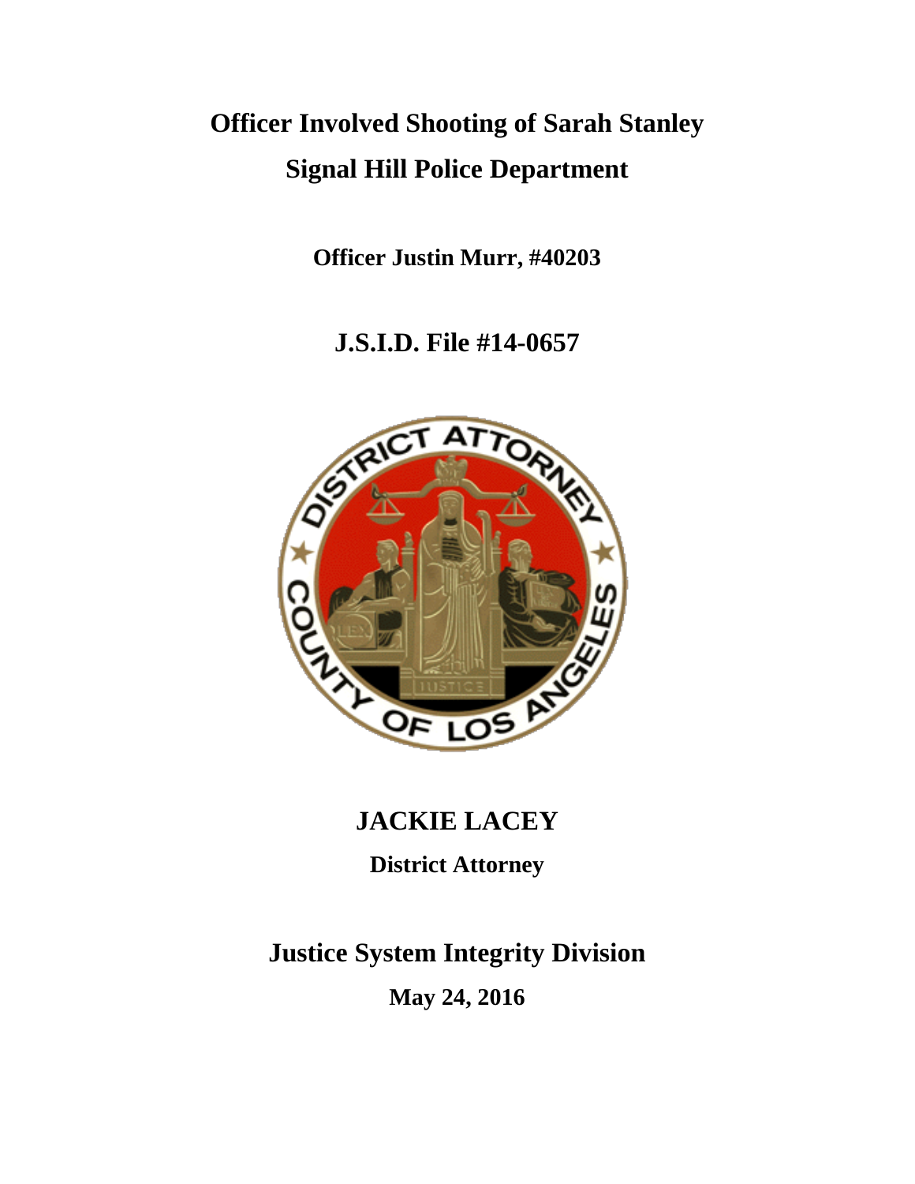# Officer Involved Shooting of Sarah Stanley

# Signal Hill Police Department

**Officer Justin Murr, #40203**

## J.S.I.D. File #14-0657

## JACKIE LACEY

**District Attorney**

## Justice System Integrity Division

**May 24, 2016**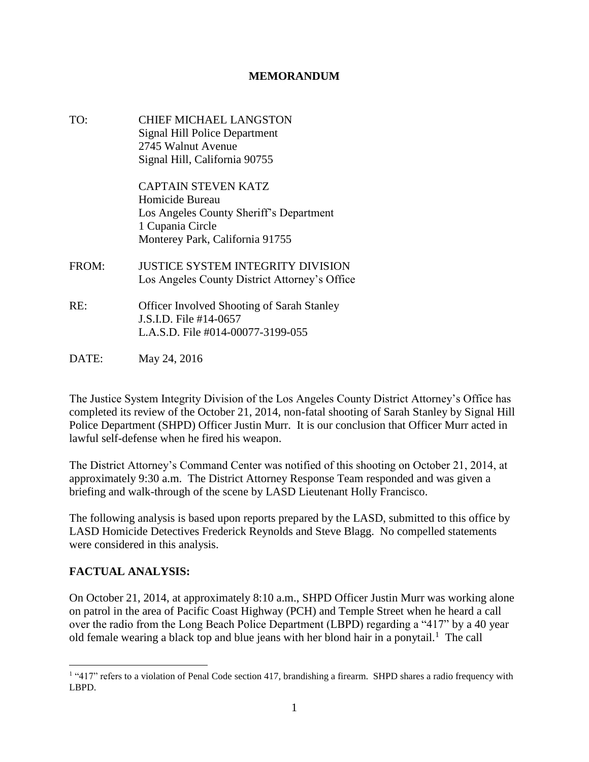**MEMORANDUM**

TO: CHIEF MICHAEL LANGSTON
Signal Hill Police Department
2745 Walnut Avenue
Signal Hill, California 90755

CAPTAIN STEVEN KATZ
Homicide Bureau
Los Angeles County Sheriff's Department
1 Cupania Circle
Monterey Park, California 91755

FROM: JUSTICE SYSTEM INTEGRITY DIVISION
Los Angeles County District Attorney's Office

RE: Officer Involved Shooting of Sarah Stanley
J.S.I.D. File #14-0657
L.A.S.D. File #014-00077-3199-055

DATE: May 24, 2016

The Justice System Integrity Division of the Los Angeles County District Attorney's Office has completed its review of the October 21, 2014, non-fatal shooting of Sarah Stanley by Signal Hill Police Department (SHPD) Officer Justin Murr. It is our conclusion that Officer Murr acted in lawful self-defense when he fired his weapon.

The District Attorney's Command Center was notified of this shooting on October 21, 2014, at approximately 9:30 a.m. The District Attorney Response Team responded and was given a briefing and walk-through of the scene by LASD Lieutenant Holly Francisco.

The following analysis is based upon reports prepared by the LASD, submitted to this office by LASD Homicide Detectives Frederick Reynolds and Steve Blagg. No compelled statements were considered in this analysis.

**FACTUAL ANALYSIS:**

On October 21, 2014, at approximately 8:10 a.m., SHPD Officer Justin Murr was working alone on patrol in the area of Pacific Coast Highway (PCH) and Temple Street when he heard a call over the radio from the Long Beach Police Department (LBPD) regarding a "417" by a 40 year old female wearing a black top and blue jeans with her blond hair in a ponytail.[1] The call

[1] "417" refers to a violation of Penal Code section 417, brandishing a firearm. SHPD shares a radio frequency with LBPD.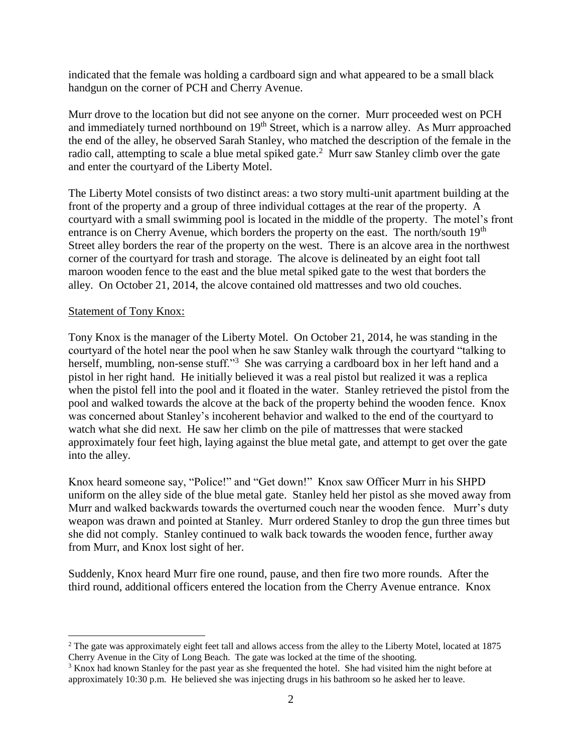indicated that the female was holding a cardboard sign and what appeared to be a small black handgun on the corner of PCH and Cherry Avenue.

Murr drove to the location but did not see anyone on the corner. Murr proceeded west on PCH and immediately turned northbound on 19th Street, which is a narrow alley. As Murr approached the end of the alley, he observed Sarah Stanley, who matched the description of the female in the radio call, attempting to scale a blue metal spiked gate.[2] Murr saw Stanley climb over the gate and enter the courtyard of the Liberty Motel.

The Liberty Motel consists of two distinct areas: a two story multi-unit apartment building at the front of the property and a group of three individual cottages at the rear of the property. A courtyard with a small swimming pool is located in the middle of the property. The motel's front entrance is on Cherry Avenue, which borders the property on the east. The north/south 19th Street alley borders the rear of the property on the west. There is an alcove area in the northwest corner of the courtyard for trash and storage. The alcove is delineated by an eight foot tall maroon wooden fence to the east and the blue metal spiked gate to the west that borders the alley. On October 21, 2014, the alcove contained old mattresses and two old couches.

Statement of Tony Knox:

Tony Knox is the manager of the Liberty Motel. On October 21, 2014, he was standing in the courtyard of the hotel near the pool when he saw Stanley walk through the courtyard "talking to herself, mumbling, non-sense stuff."[3] She was carrying a cardboard box in her left hand and a pistol in her right hand. He initially believed it was a real pistol but realized it was a replica when the pistol fell into the pool and it floated in the water. Stanley retrieved the pistol from the pool and walked towards the alcove at the back of the property behind the wooden fence. Knox was concerned about Stanley's incoherent behavior and walked to the end of the courtyard to watch what she did next. He saw her climb on the pile of mattresses that were stacked approximately four feet high, laying against the blue metal gate, and attempt to get over the gate into the alley.

Knox heard someone say, "Police!" and "Get down!" Knox saw Officer Murr in his SHPD uniform on the alley side of the blue metal gate. Stanley held her pistol as she moved away from Murr and walked backwards towards the overturned couch near the wooden fence. Murr's duty weapon was drawn and pointed at Stanley. Murr ordered Stanley to drop the gun three times but she did not comply. Stanley continued to walk back towards the wooden fence, further away from Murr, and Knox lost sight of her.

Suddenly, Knox heard Murr fire one round, pause, and then fire two more rounds. After the third round, additional officers entered the location from the Cherry Avenue entrance. Knox

---

[2] The gate was approximately eight feet tall and allows access from the alley to the Liberty Motel, located at 1875 Cherry Avenue in the City of Long Beach. The gate was locked at the time of the shooting.

[3] Knox had known Stanley for the past year as she frequented the hotel. She had visited him the night before at approximately 10:30 p.m. He believed she was injecting drugs in his bathroom so he asked her to leave.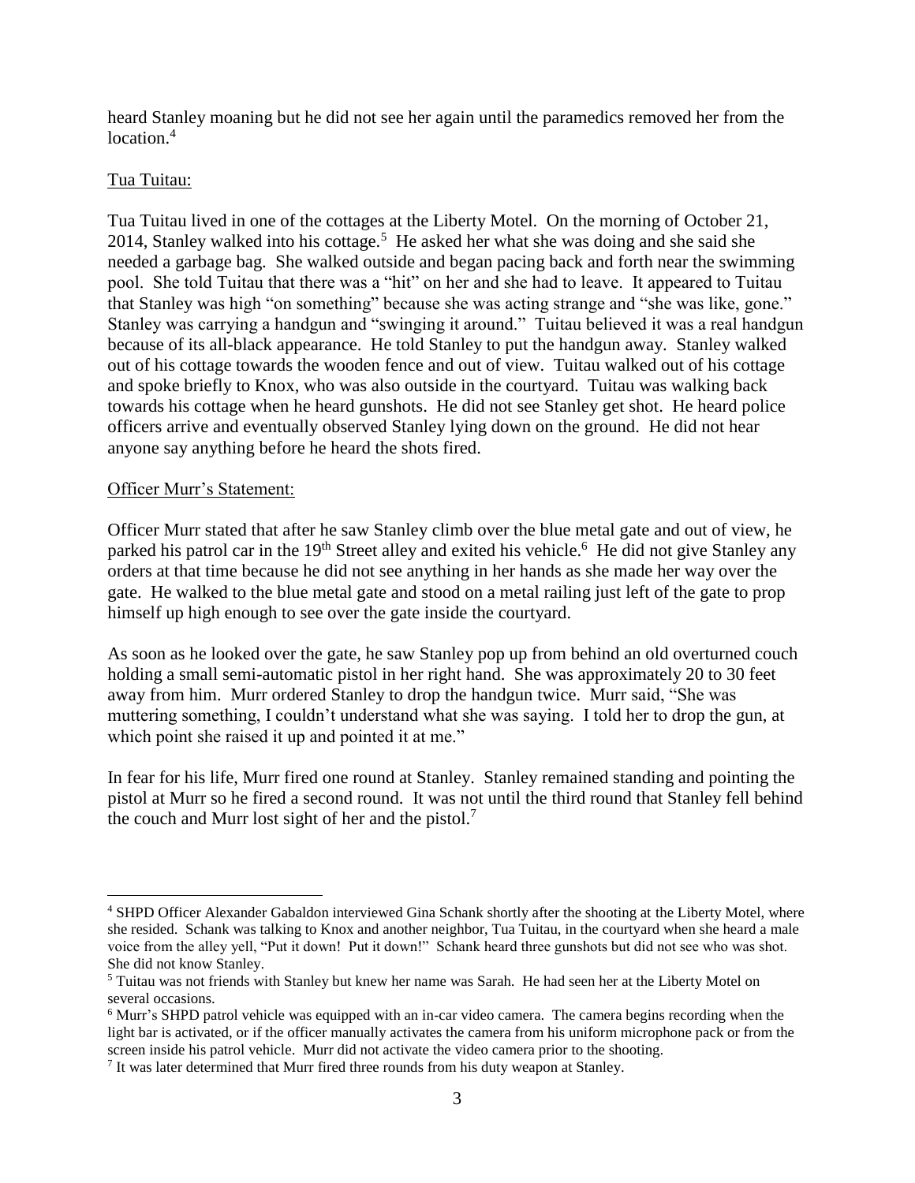heard Stanley moaning but he did not see her again until the paramedics removed her from the location.[4]

Tua Tuitau:

Tua Tuitau lived in one of the cottages at the Liberty Motel. On the morning of October 21, 2014, Stanley walked into his cottage.[5] He asked her what she was doing and she said she needed a garbage bag. She walked outside and began pacing back and forth near the swimming pool. She told Tuitau that there was a "hit" on her and she had to leave. It appeared to Tuitau that Stanley was high "on something" because she was acting strange and "she was like, gone." Stanley was carrying a handgun and "swinging it around." Tuitau believed it was a real handgun because of its all-black appearance. He told Stanley to put the handgun away. Stanley walked out of his cottage towards the wooden fence and out of view. Tuitau walked out of his cottage and spoke briefly to Knox, who was also outside in the courtyard. Tuitau was walking back towards his cottage when he heard gunshots. He did not see Stanley get shot. He heard police officers arrive and eventually observed Stanley lying down on the ground. He did not hear anyone say anything before he heard the shots fired.

Officer Murr's Statement:

Officer Murr stated that after he saw Stanley climb over the blue metal gate and out of view, he parked his patrol car in the 19th Street alley and exited his vehicle.[6] He did not give Stanley any orders at that time because he did not see anything in her hands as she made her way over the gate. He walked to the blue metal gate and stood on a metal railing just left of the gate to prop himself up high enough to see over the gate inside the courtyard.

As soon as he looked over the gate, he saw Stanley pop up from behind an old overturned couch holding a small semi-automatic pistol in her right hand. She was approximately 20 to 30 feet away from him. Murr ordered Stanley to drop the handgun twice. Murr said, "She was muttering something, I couldn't understand what she was saying. I told her to drop the gun, at which point she raised it up and pointed it at me."

In fear for his life, Murr fired one round at Stanley. Stanley remained standing and pointing the pistol at Murr so he fired a second round. It was not until the third round that Stanley fell behind the couch and Murr lost sight of her and the pistol.[7]

---

[4] SHPD Officer Alexander Gabaldon interviewed Gina Schank shortly after the shooting at the Liberty Motel, where she resided. Schank was talking to Knox and another neighbor, Tua Tuitau, in the courtyard when she heard a male voice from the alley yell, "Put it down! Put it down!" Schank heard three gunshots but did not see who was shot. She did not know Stanley.

[5] Tuitau was not friends with Stanley but knew her name was Sarah. He had seen her at the Liberty Motel on several occasions.

[6] Murr's SHPD patrol vehicle was equipped with an in-car video camera. The camera begins recording when the light bar is activated, or if the officer manually activates the camera from his uniform microphone pack or from the screen inside his patrol vehicle. Murr did not activate the video camera prior to the shooting.

[7] It was later determined that Murr fired three rounds from his duty weapon at Stanley.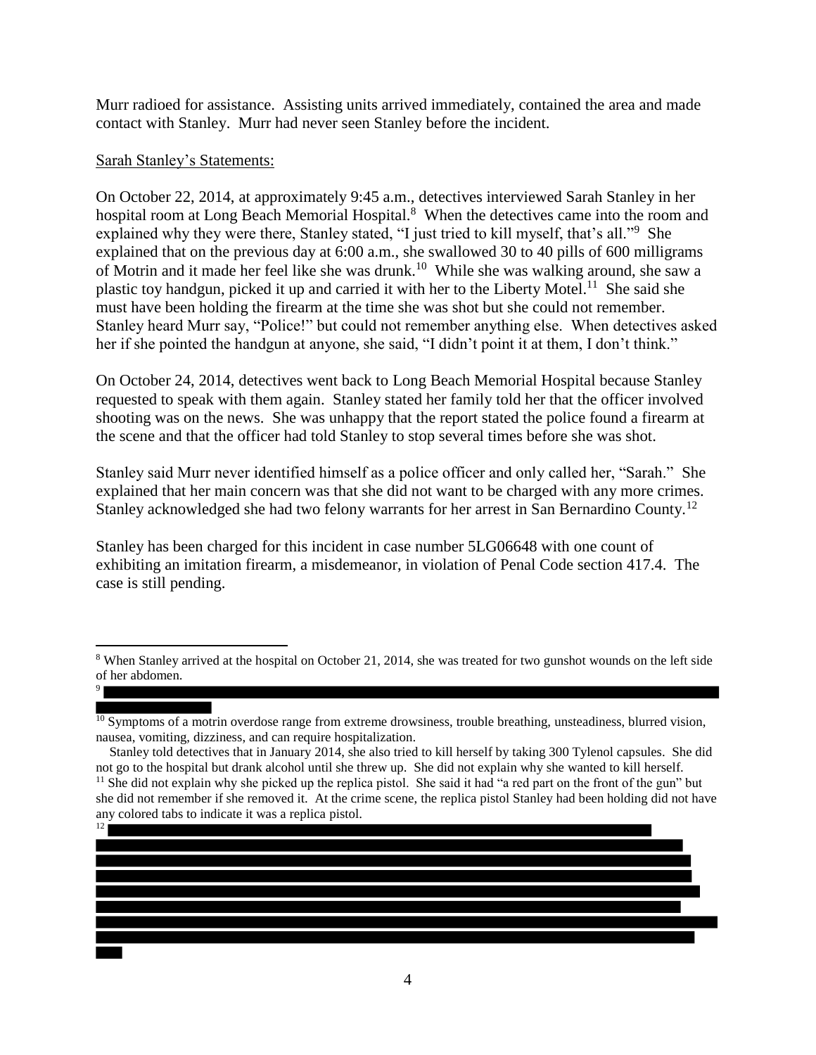Murr radioed for assistance. Assisting units arrived immediately, contained the area and made contact with Stanley. Murr had never seen Stanley before the incident.

Sarah Stanley's Statements:

On October 22, 2014, at approximately 9:45 a.m., detectives interviewed Sarah Stanley in her hospital room at Long Beach Memorial Hospital.[8] When the detectives came into the room and explained why they were there, Stanley stated, "I just tried to kill myself, that's all."[9] She explained that on the previous day at 6:00 a.m., she swallowed 30 to 40 pills of 600 milligrams of Motrin and it made her feel like she was drunk.[10] While she was walking around, she saw a plastic toy handgun, picked it up and carried it with her to the Liberty Motel.[11] She said she must have been holding the firearm at the time she was shot but she could not remember. Stanley heard Murr say, "Police!" but could not remember anything else. When detectives asked her if she pointed the handgun at anyone, she said, "I didn't point it at them, I don't think."

On October 24, 2014, detectives went back to Long Beach Memorial Hospital because Stanley requested to speak with them again. Stanley stated her family told her that the officer involved shooting was on the news. She was unhappy that the report stated the police found a firearm at the scene and that the officer had told Stanley to stop several times before she was shot.

Stanley said Murr never identified himself as a police officer and only called her, "Sarah." She explained that her main concern was that she did not want to be charged with any more crimes. Stanley acknowledged she had two felony warrants for her arrest in San Bernardino County.[12]

Stanley has been charged for this incident in case number 5LG06648 with one count of exhibiting an imitation firearm, a misdemeanor, in violation of Penal Code section 417.4. The case is still pending.

---

[8] When Stanley arrived at the hospital on October 21, 2014, she was treated for two gunshot wounds on the left side of her abdomen.

[9] [REDACTED]

[10] Symptoms of a motrin overdose range from extreme drowsiness, trouble breathing, unsteadiness, blurred vision, nausea, vomiting, dizziness, and can require hospitalization.

Stanley told detectives that in January 2014, she also tried to kill herself by taking 300 Tylenol capsules. She did not go to the hospital but drank alcohol until she threw up. She did not explain why she wanted to kill herself.

[11] She did not explain why she picked up the replica pistol. She said it had "a red part on the front of the gun" but she did not remember if she removed it. At the crime scene, the replica pistol Stanley had been holding did not have any colored tabs to indicate it was a replica pistol.

[12] [REDACTED]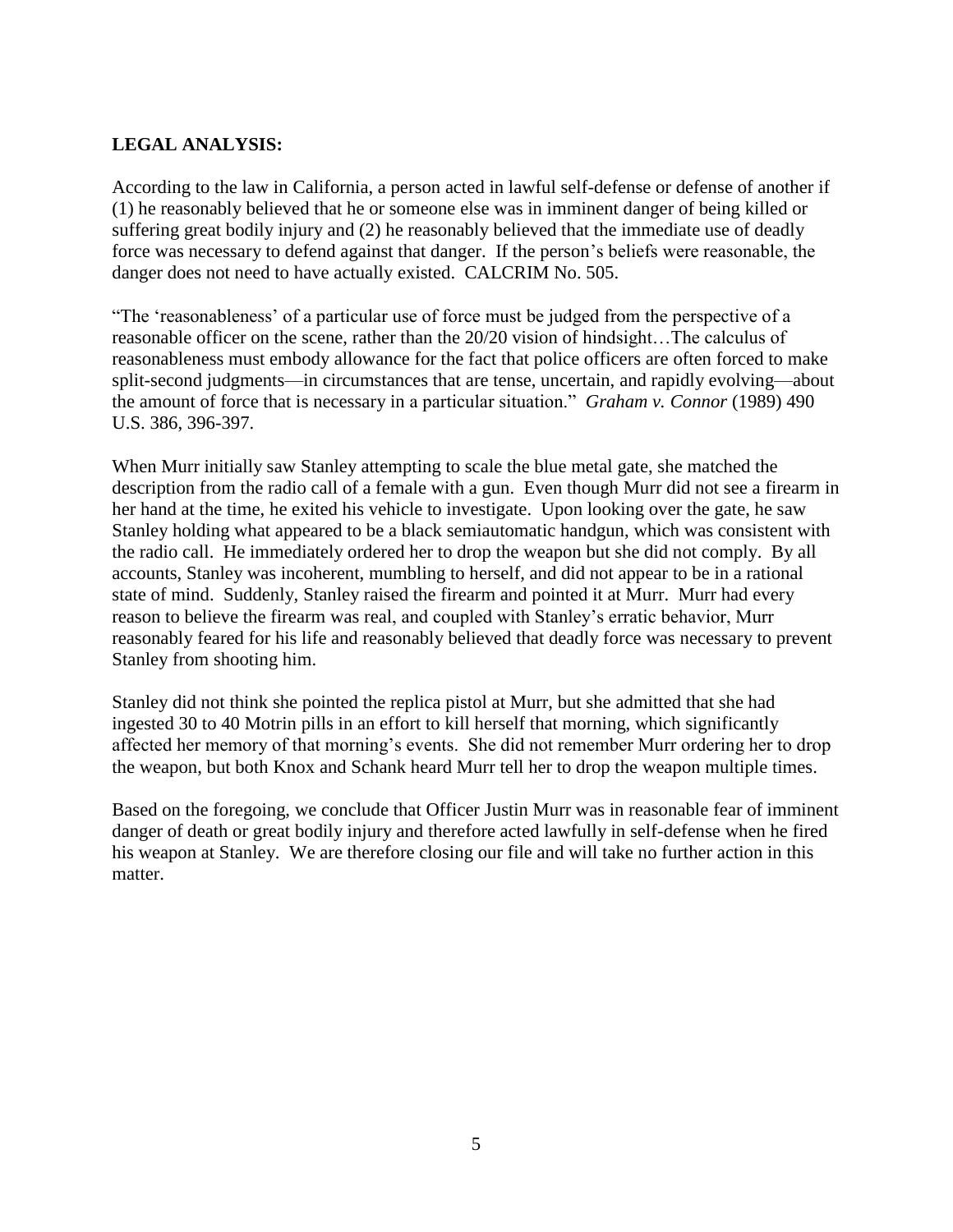**LEGAL ANALYSIS:**

According to the law in California, a person acted in lawful self-defense or defense of another if (1) he reasonably believed that he or someone else was in imminent danger of being killed or suffering great bodily injury and (2) he reasonably believed that the immediate use of deadly force was necessary to defend against that danger. If the person's beliefs were reasonable, the danger does not need to have actually existed. CALCRIM No. 505.

"The 'reasonableness' of a particular use of force must be judged from the perspective of a reasonable officer on the scene, rather than the 20/20 vision of hindsight…The calculus of reasonableness must embody allowance for the fact that police officers are often forced to make split-second judgments—in circumstances that are tense, uncertain, and rapidly evolving—about the amount of force that is necessary in a particular situation." *Graham v. Connor* (1989) 490 U.S. 386, 396-397.

When Murr initially saw Stanley attempting to scale the blue metal gate, she matched the description from the radio call of a female with a gun. Even though Murr did not see a firearm in her hand at the time, he exited his vehicle to investigate. Upon looking over the gate, he saw Stanley holding what appeared to be a black semiautomatic handgun, which was consistent with the radio call. He immediately ordered her to drop the weapon but she did not comply. By all accounts, Stanley was incoherent, mumbling to herself, and did not appear to be in a rational state of mind. Suddenly, Stanley raised the firearm and pointed it at Murr. Murr had every reason to believe the firearm was real, and coupled with Stanley's erratic behavior, Murr reasonably feared for his life and reasonably believed that deadly force was necessary to prevent Stanley from shooting him.

Stanley did not think she pointed the replica pistol at Murr, but she admitted that she had ingested 30 to 40 Motrin pills in an effort to kill herself that morning, which significantly affected her memory of that morning's events. She did not remember Murr ordering her to drop the weapon, but both Knox and Schank heard Murr tell her to drop the weapon multiple times.

Based on the foregoing, we conclude that Officer Justin Murr was in reasonable fear of imminent danger of death or great bodily injury and therefore acted lawfully in self-defense when he fired his weapon at Stanley. We are therefore closing our file and will take no further action in this matter.